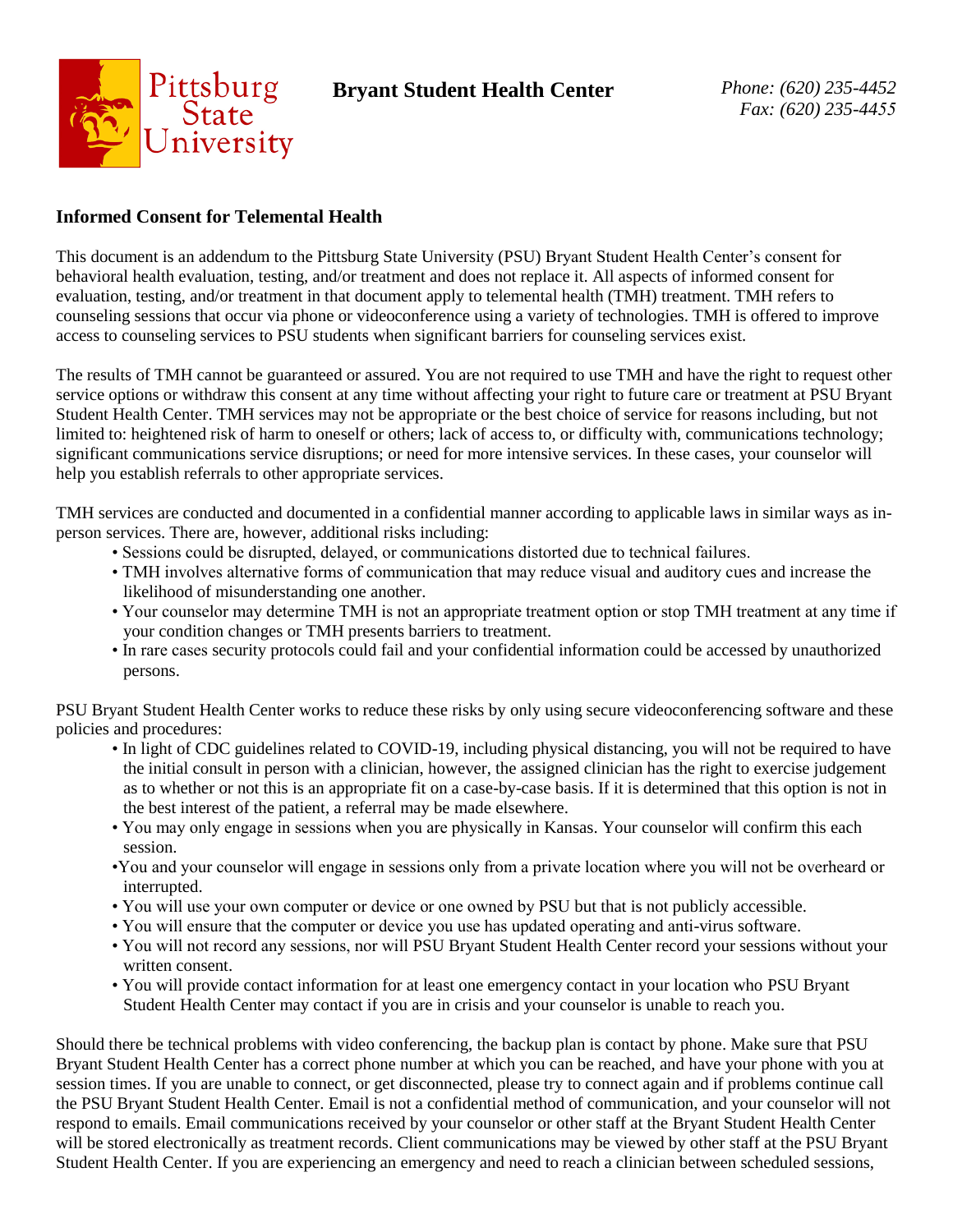**Bryant Student Health Center**

*Phone: (620) 235-4452*
*Fax: (620) 235-4455*

## Informed Consent for Telemental Health

This document is an addendum to the Pittsburg State University (PSU) Bryant Student Health Center's consent for behavioral health evaluation, testing, and/or treatment and does not replace it. All aspects of informed consent for evaluation, testing, and/or treatment in that document apply to telemental health (TMH) treatment. TMH refers to counseling sessions that occur via phone or videoconference using a variety of technologies. TMH is offered to improve access to counseling services to PSU students when significant barriers for counseling services exist.

The results of TMH cannot be guaranteed or assured. You are not required to use TMH and have the right to request other service options or withdraw this consent at any time without affecting your right to future care or treatment at PSU Bryant Student Health Center. TMH services may not be appropriate or the best choice of service for reasons including, but not limited to: heightened risk of harm to oneself or others; lack of access to, or difficulty with, communications technology; significant communications service disruptions; or need for more intensive services. In these cases, your counselor will help you establish referrals to other appropriate services.

TMH services are conducted and documented in a confidential manner according to applicable laws in similar ways as in-person services. There are, however, additional risks including:

- Sessions could be disrupted, delayed, or communications distorted due to technical failures.
- TMH involves alternative forms of communication that may reduce visual and auditory cues and increase the likelihood of misunderstanding one another.
- Your counselor may determine TMH is not an appropriate treatment option or stop TMH treatment at any time if your condition changes or TMH presents barriers to treatment.
- In rare cases security protocols could fail and your confidential information could be accessed by unauthorized persons.

PSU Bryant Student Health Center works to reduce these risks by only using secure videoconferencing software and these policies and procedures:

- In light of CDC guidelines related to COVID-19, including physical distancing, you will not be required to have the initial consult in person with a clinician, however, the assigned clinician has the right to exercise judgement as to whether or not this is an appropriate fit on a case-by-case basis. If it is determined that this option is not in the best interest of the patient, a referral may be made elsewhere.
- You may only engage in sessions when you are physically in Kansas. Your counselor will confirm this each session.
- You and your counselor will engage in sessions only from a private location where you will not be overheard or interrupted.
- You will use your own computer or device or one owned by PSU but that is not publicly accessible.
- You will ensure that the computer or device you use has updated operating and anti-virus software.
- You will not record any sessions, nor will PSU Bryant Student Health Center record your sessions without your written consent.
- You will provide contact information for at least one emergency contact in your location who PSU Bryant Student Health Center may contact if you are in crisis and your counselor is unable to reach you.

Should there be technical problems with video conferencing, the backup plan is contact by phone. Make sure that PSU Bryant Student Health Center has a correct phone number at which you can be reached, and have your phone with you at session times. If you are unable to connect, or get disconnected, please try to connect again and if problems continue call the PSU Bryant Student Health Center. Email is not a confidential method of communication, and your counselor will not respond to emails. Email communications received by your counselor or other staff at the Bryant Student Health Center will be stored electronically as treatment records. Client communications may be viewed by other staff at the PSU Bryant Student Health Center. If you are experiencing an emergency and need to reach a clinician between scheduled sessions,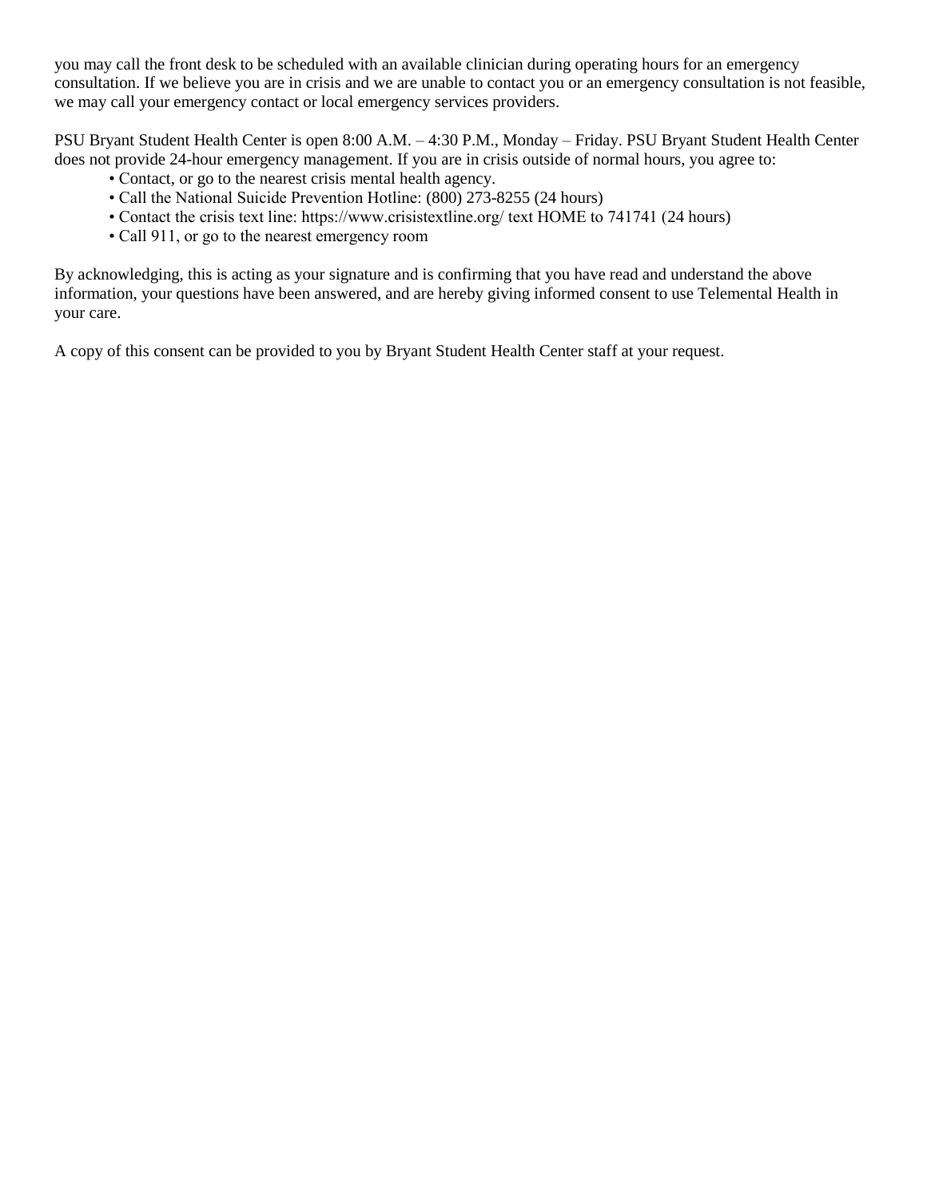you may call the front desk to be scheduled with an available clinician during operating hours for an emergency consultation. If we believe you are in crisis and we are unable to contact you or an emergency consultation is not feasible, we may call your emergency contact or local emergency services providers.

PSU Bryant Student Health Center is open 8:00 A.M. – 4:30 P.M., Monday – Friday. PSU Bryant Student Health Center does not provide 24-hour emergency management. If you are in crisis outside of normal hours, you agree to:

- Contact, or go to the nearest crisis mental health agency.
- Call the National Suicide Prevention Hotline: (800) 273-8255 (24 hours)
- Contact the crisis text line: https://www.crisistextline.org/ text HOME to 741741 (24 hours)
- Call 911, or go to the nearest emergency room

By acknowledging, this is acting as your signature and is confirming that you have read and understand the above information, your questions have been answered, and are hereby giving informed consent to use Telemental Health in your care.

A copy of this consent can be provided to you by Bryant Student Health Center staff at your request.